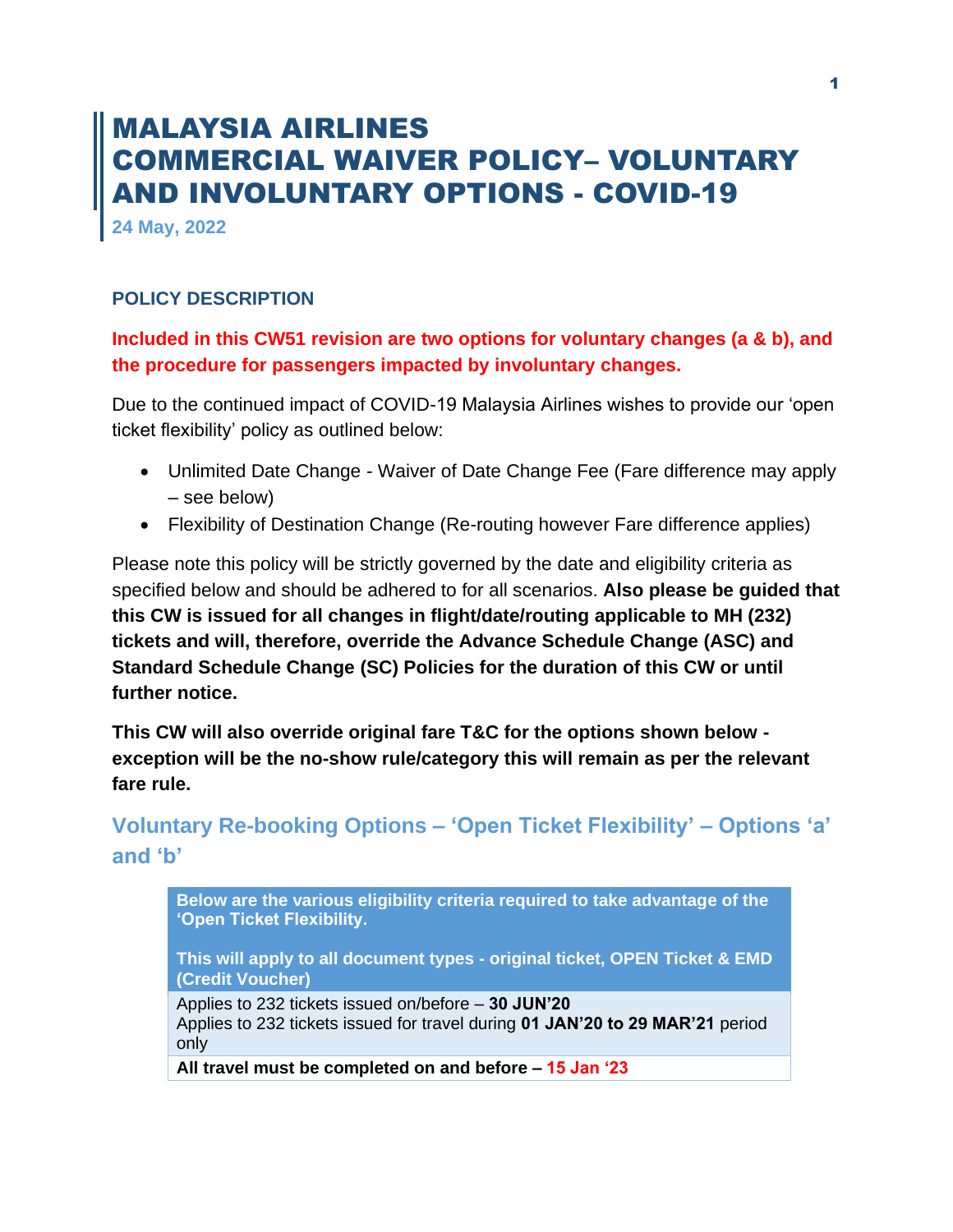# MALAYSIA AIRLINES
# COMMERCIAL WAIVER POLICY– VOLUNTARY AND INVOLUNTARY OPTIONS - COVID-19

**24 May, 2022**

### POLICY DESCRIPTION

**Included in this CW51 revision are two options for voluntary changes (a & b), and the procedure for passengers impacted by involuntary changes.**

Due to the continued impact of COVID-19 Malaysia Airlines wishes to provide our 'open ticket flexibility' policy as outlined below:

- Unlimited Date Change - Waiver of Date Change Fee (Fare difference may apply – see below)
- Flexibility of Destination Change (Re-routing however Fare difference applies)

Please note this policy will be strictly governed by the date and eligibility criteria as specified below and should be adhered to for all scenarios. **Also please be guided that this CW is issued for all changes in flight/date/routing applicable to MH (232) tickets and will, therefore, override the Advance Schedule Change (ASC) and Standard Schedule Change (SC) Policies for the duration of this CW or until further notice.**

**This CW will also override original fare T&C for the options shown below - exception will be the no-show rule/category this will remain as per the relevant fare rule.**

## Voluntary Re-booking Options – 'Open Ticket Flexibility' – Options 'a' and 'b'

| **Below are the various eligibility criteria required to take advantage of the 'Open Ticket Flexibility.**<br><br>**This will apply to all document types - original ticket, OPEN Ticket & EMD (Credit Voucher)** |
|---|
| Applies to 232 tickets issued on/before – **30 JUN'20**<br>Applies to 232 tickets issued for travel during **01 JAN'20 to 29 MAR'21** period only |
| **All travel must be completed on and before – 15 Jan '23** |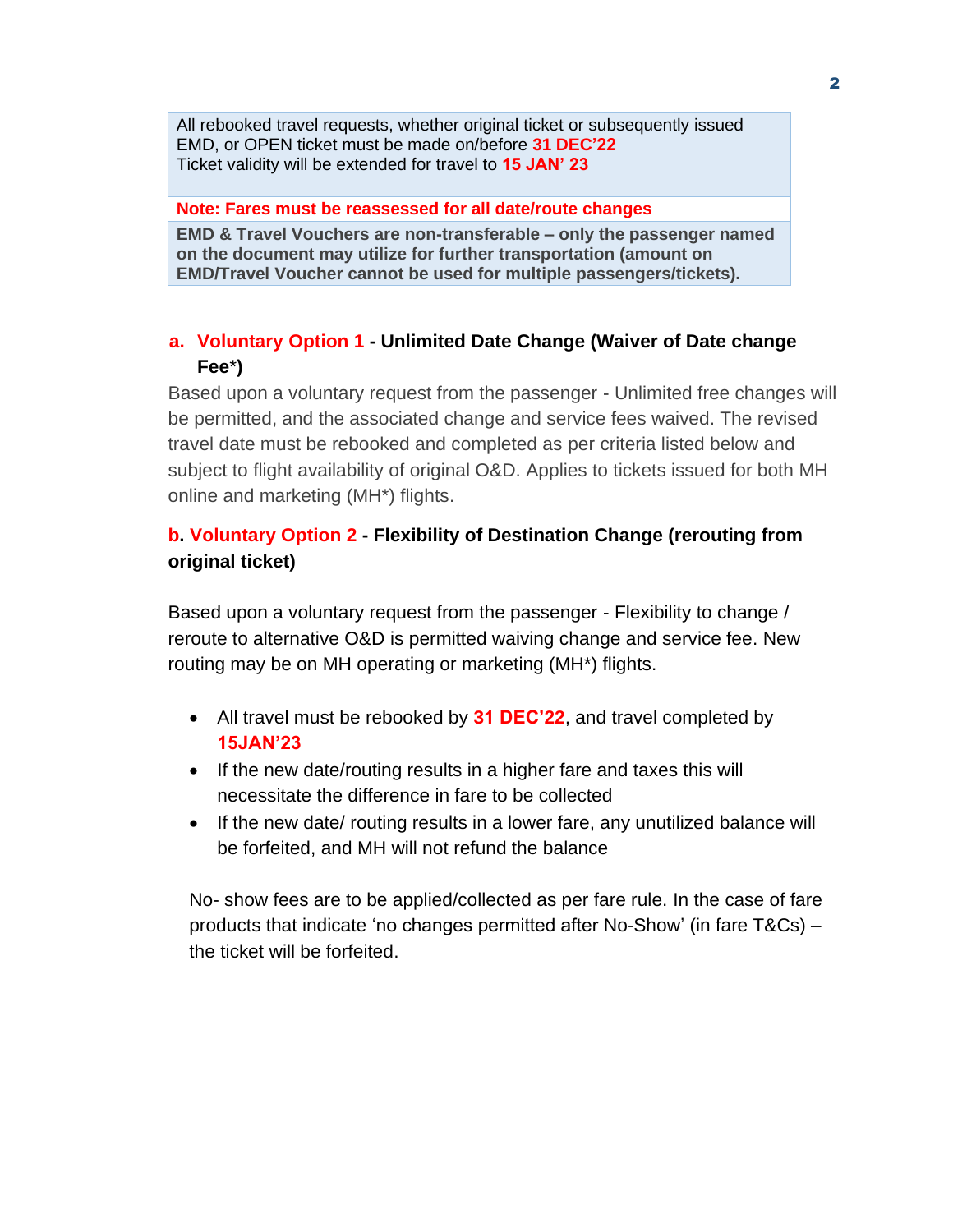| All rebooked travel requests, whether original ticket or subsequently issued EMD, or OPEN ticket must be made on/before **31 DEC'22**<br>Ticket validity will be extended for travel to **15 JAN' 23** |
|---|
| **Note: Fares must be reassessed for all date/route changes** |
| **EMD & Travel Vouchers are non-transferable – only the passenger named on the document may utilize for further transportation (amount on EMD/Travel Voucher cannot be used for multiple passengers/tickets).** |

### a. Voluntary Option 1 - Unlimited Date Change (Waiver of Date change Fee*)

Based upon a voluntary request from the passenger - Unlimited free changes will be permitted, and the associated change and service fees waived. The revised travel date must be rebooked and completed as per criteria listed below and subject to flight availability of original O&D. Applies to tickets issued for both MH online and marketing (MH*) flights.

### b. Voluntary Option 2 - Flexibility of Destination Change (rerouting from original ticket)

Based upon a voluntary request from the passenger - Flexibility to change / reroute to alternative O&D is permitted waiving change and service fee. New routing may be on MH operating or marketing (MH*) flights.

- All travel must be rebooked by **31 DEC'22**, and travel completed by **15JAN'23**
- If the new date/routing results in a higher fare and taxes this will necessitate the difference in fare to be collected
- If the new date/ routing results in a lower fare, any unutilized balance will be forfeited, and MH will not refund the balance

No- show fees are to be applied/collected as per fare rule. In the case of fare products that indicate 'no changes permitted after No-Show' (in fare T&Cs) – the ticket will be forfeited.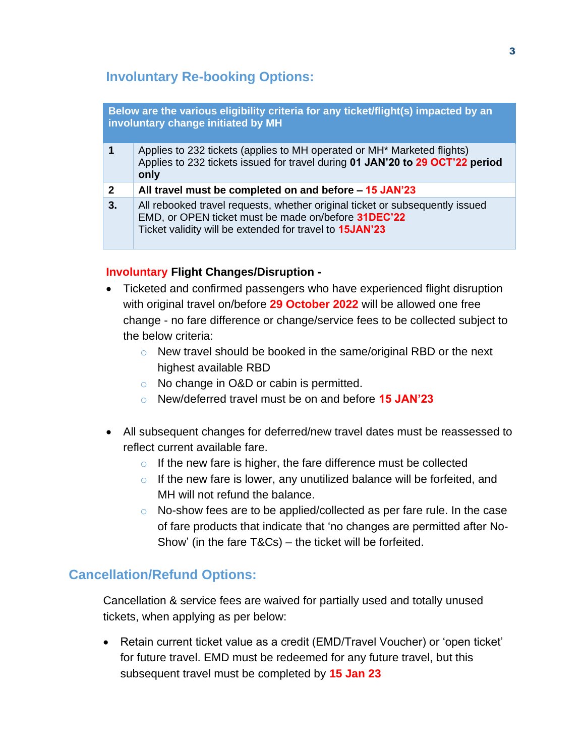## Involuntary Re-booking Options:

| Below are the various eligibility criteria for any ticket/flight(s) impacted by an involuntary change initiated by MH | |
|---|---|
| **1** | Applies to 232 tickets (applies to MH operated or MH* Marketed flights)<br>Applies to 232 tickets issued for travel during **01 JAN'20 to 29 OCT'22 period only** |
| **2** | **All travel must be completed on and before – 15 JAN'23** |
| **3.** | All rebooked travel requests, whether original ticket or subsequently issued EMD, or OPEN ticket must be made on/before **31DEC'22**<br>Ticket validity will be extended for travel to **15JAN'23** |

**Involuntary Flight Changes/Disruption -**

- Ticketed and confirmed passengers who have experienced flight disruption with original travel on/before **29 October 2022** will be allowed one free change - no fare difference or change/service fees to be collected subject to the below criteria:
  - New travel should be booked in the same/original RBD or the next highest available RBD
  - No change in O&D or cabin is permitted.
  - New/deferred travel must be on and before **15 JAN'23**

- All subsequent changes for deferred/new travel dates must be reassessed to reflect current available fare.
  - If the new fare is higher, the fare difference must be collected
  - If the new fare is lower, any unutilized balance will be forfeited, and MH will not refund the balance.
  - No-show fees are to be applied/collected as per fare rule. In the case of fare products that indicate that 'no changes are permitted after No-Show' (in the fare T&Cs) – the ticket will be forfeited.

## Cancellation/Refund Options:

Cancellation & service fees are waived for partially used and totally unused tickets, when applying as per below:

- Retain current ticket value as a credit (EMD/Travel Voucher) or 'open ticket' for future travel. EMD must be redeemed for any future travel, but this subsequent travel must be completed by **15 Jan 23**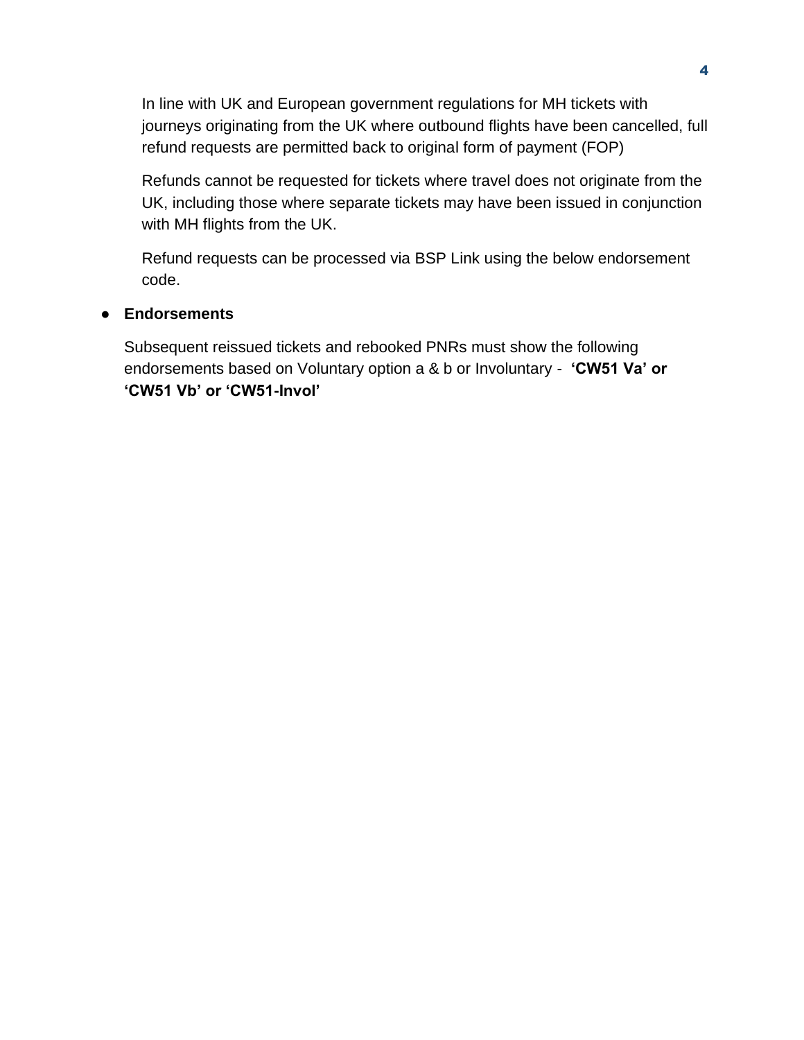In line with UK and European government regulations for MH tickets with journeys originating from the UK where outbound flights have been cancelled, full refund requests are permitted back to original form of payment (FOP)

Refunds cannot be requested for tickets where travel does not originate from the UK, including those where separate tickets may have been issued in conjunction with MH flights from the UK.

Refund requests can be processed via BSP Link using the below endorsement code.

- **Endorsements**

  Subsequent reissued tickets and rebooked PNRs must show the following endorsements based on Voluntary option a & b or Involuntary - **'CW51 Va' or 'CW51 Vb' or 'CW51-Invol'**